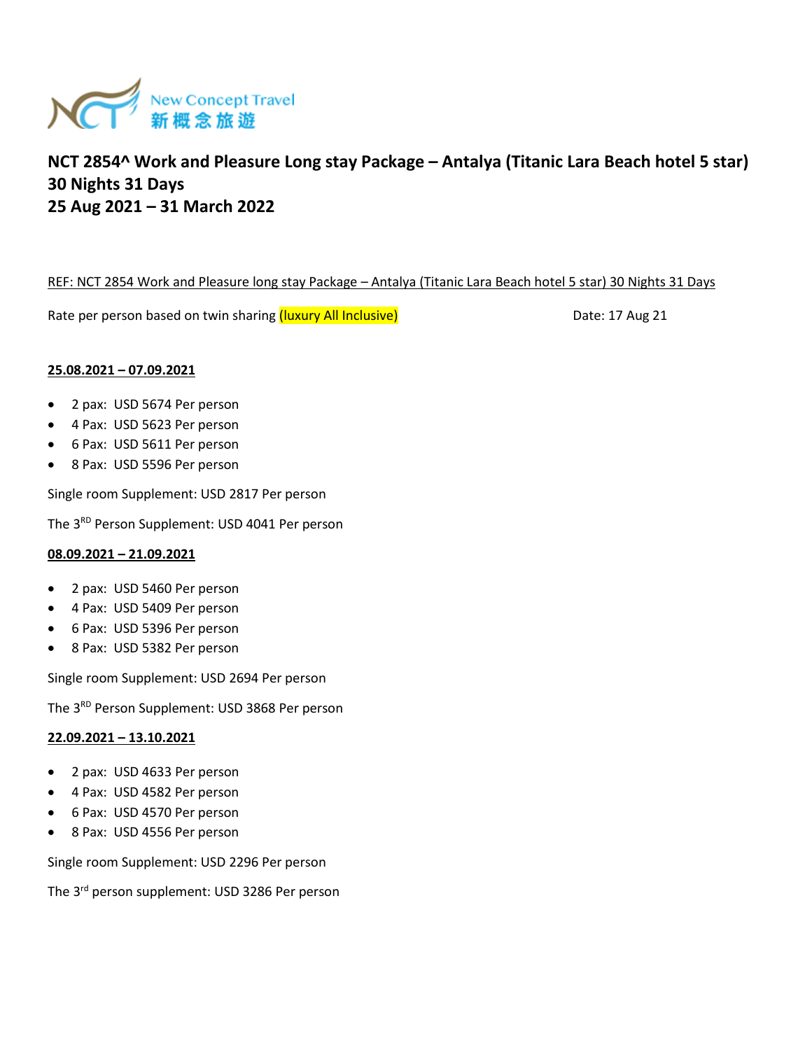New Concept Travel
新概念旅遊

# NCT 2854^ Work and Pleasure Long stay Package – Antalya (Titanic Lara Beach hotel 5 star) 30 Nights 31 Days 25 Aug 2021 – 31 March 2022

REF: NCT 2854 Work and Pleasure long stay Package – Antalya (Titanic Lara Beach hotel 5 star) 30 Nights 31 Days

Rate per person based on twin sharing (luxury All Inclusive)  Date: 17 Aug 21

**25.08.2021 – 07.09.2021**

- 2 pax: USD 5674 Per person
- 4 Pax: USD 5623 Per person
- 6 Pax: USD 5611 Per person
- 8 Pax: USD 5596 Per person

Single room Supplement: USD 2817 Per person

The 3RD Person Supplement: USD 4041 Per person

**08.09.2021 – 21.09.2021**

- 2 pax: USD 5460 Per person
- 4 Pax: USD 5409 Per person
- 6 Pax: USD 5396 Per person
- 8 Pax: USD 5382 Per person

Single room Supplement: USD 2694 Per person

The 3RD Person Supplement: USD 3868 Per person

**22.09.2021 – 13.10.2021**

- 2 pax: USD 4633 Per person
- 4 Pax: USD 4582 Per person
- 6 Pax: USD 4570 Per person
- 8 Pax: USD 4556 Per person

Single room Supplement: USD 2296 Per person

The 3rd person supplement: USD 3286 Per person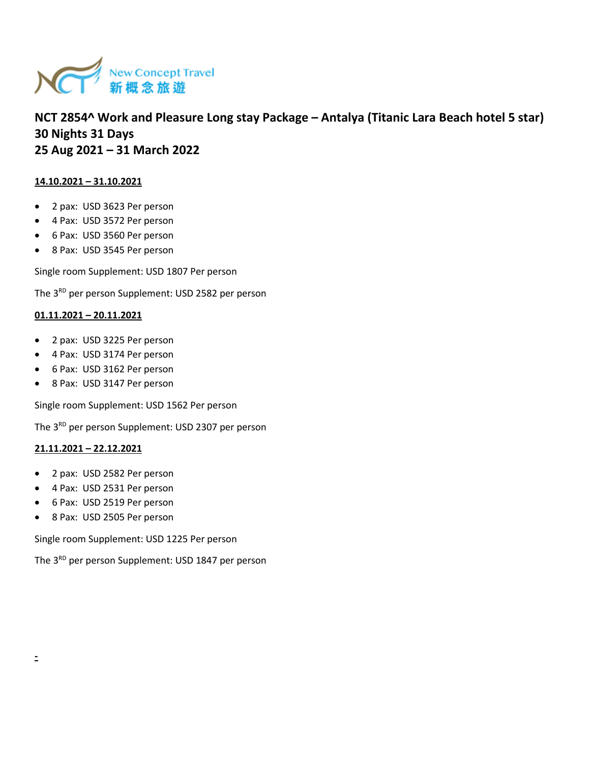New Concept Travel
新概念旅遊

**NCT 2854^ Work and Pleasure Long stay Package – Antalya (Titanic Lara Beach hotel 5 star)**
**30 Nights 31 Days**
**25 Aug 2021 – 31 March 2022**

**14.10.2021 – 31.10.2021**

- 2 pax: USD 3623 Per person
- 4 Pax: USD 3572 Per person
- 6 Pax: USD 3560 Per person
- 8 Pax: USD 3545 Per person

Single room Supplement: USD 1807 Per person

The 3RD per person Supplement: USD 2582 per person

**01.11.2021 – 20.11.2021**

- 2 pax: USD 3225 Per person
- 4 Pax: USD 3174 Per person
- 6 Pax: USD 3162 Per person
- 8 Pax: USD 3147 Per person

Single room Supplement: USD 1562 Per person

The 3RD per person Supplement: USD 2307 per person

**21.11.2021 – 22.12.2021**

- 2 pax: USD 2582 Per person
- 4 Pax: USD 2531 Per person
- 6 Pax: USD 2519 Per person
- 8 Pax: USD 2505 Per person

Single room Supplement: USD 1225 Per person

The 3RD per person Supplement: USD 1847 per person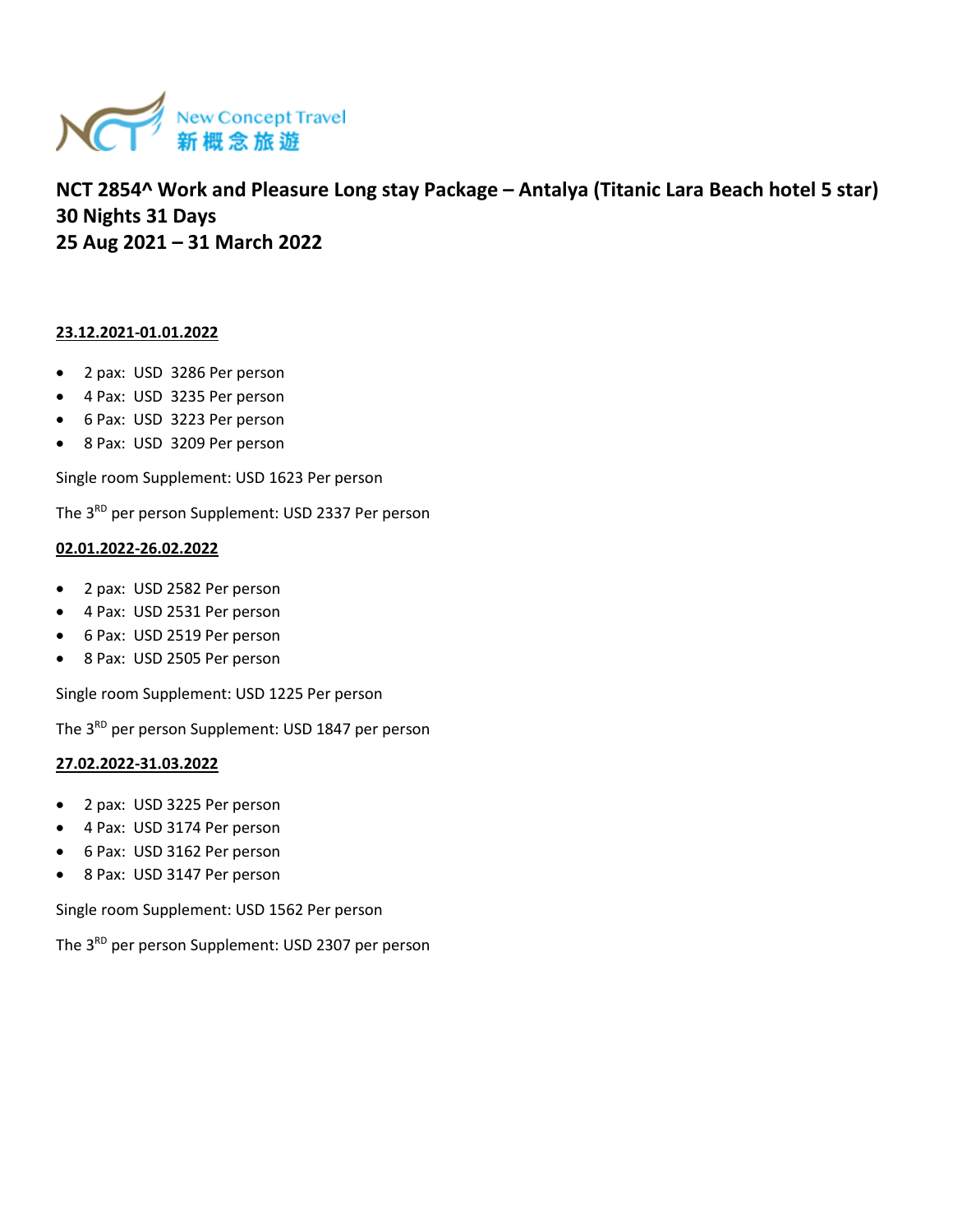New Concept Travel
新概念旅遊

**NCT 2854^ Work and Pleasure Long stay Package – Antalya (Titanic Lara Beach hotel 5 star)**
**30 Nights 31 Days**
**25 Aug 2021 – 31 March 2022**

**23.12.2021-01.01.2022**

- 2 pax: USD 3286 Per person
- 4 Pax: USD 3235 Per person
- 6 Pax: USD 3223 Per person
- 8 Pax: USD 3209 Per person

Single room Supplement: USD 1623 Per person

The 3RD per person Supplement: USD 2337 Per person

**02.01.2022-26.02.2022**

- 2 pax: USD 2582 Per person
- 4 Pax: USD 2531 Per person
- 6 Pax: USD 2519 Per person
- 8 Pax: USD 2505 Per person

Single room Supplement: USD 1225 Per person

The 3RD per person Supplement: USD 1847 per person

**27.02.2022-31.03.2022**

- 2 pax: USD 3225 Per person
- 4 Pax: USD 3174 Per person
- 6 Pax: USD 3162 Per person
- 8 Pax: USD 3147 Per person

Single room Supplement: USD 1562 Per person

The 3RD per person Supplement: USD 2307 per person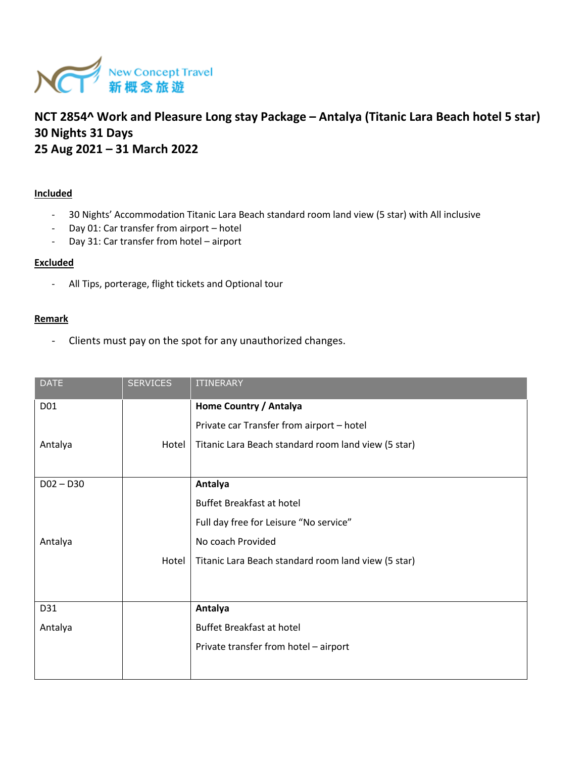New Concept Travel
新概念旅遊

# NCT 2854^ Work and Pleasure Long stay Package – Antalya (Titanic Lara Beach hotel 5 star)
# 30 Nights 31 Days
# 25 Aug 2021 – 31 March 2022

**Included**

- 30 Nights' Accommodation Titanic Lara Beach standard room land view (5 star) with All inclusive
- Day 01: Car transfer from airport – hotel
- Day 31: Car transfer from hotel – airport

**Excluded**

- All Tips, porterage, flight tickets and Optional tour

**Remark**

- Clients must pay on the spot for any unauthorized changes.

| DATE | SERVICES | ITINERARY |
|---|---|---|
| D01<br>Antalya | Hotel | **Home Country / Antalya**<br>Private car Transfer from airport – hotel<br>Titanic Lara Beach standard room land view (5 star) |
| D02 – D30<br>Antalya | Hotel | **Antalya**<br>Buffet Breakfast at hotel<br>Full day free for Leisure "No service"<br>No coach Provided<br>Titanic Lara Beach standard room land view (5 star) |
| D31<br>Antalya | | **Antalya**<br>Buffet Breakfast at hotel<br>Private transfer from hotel – airport |